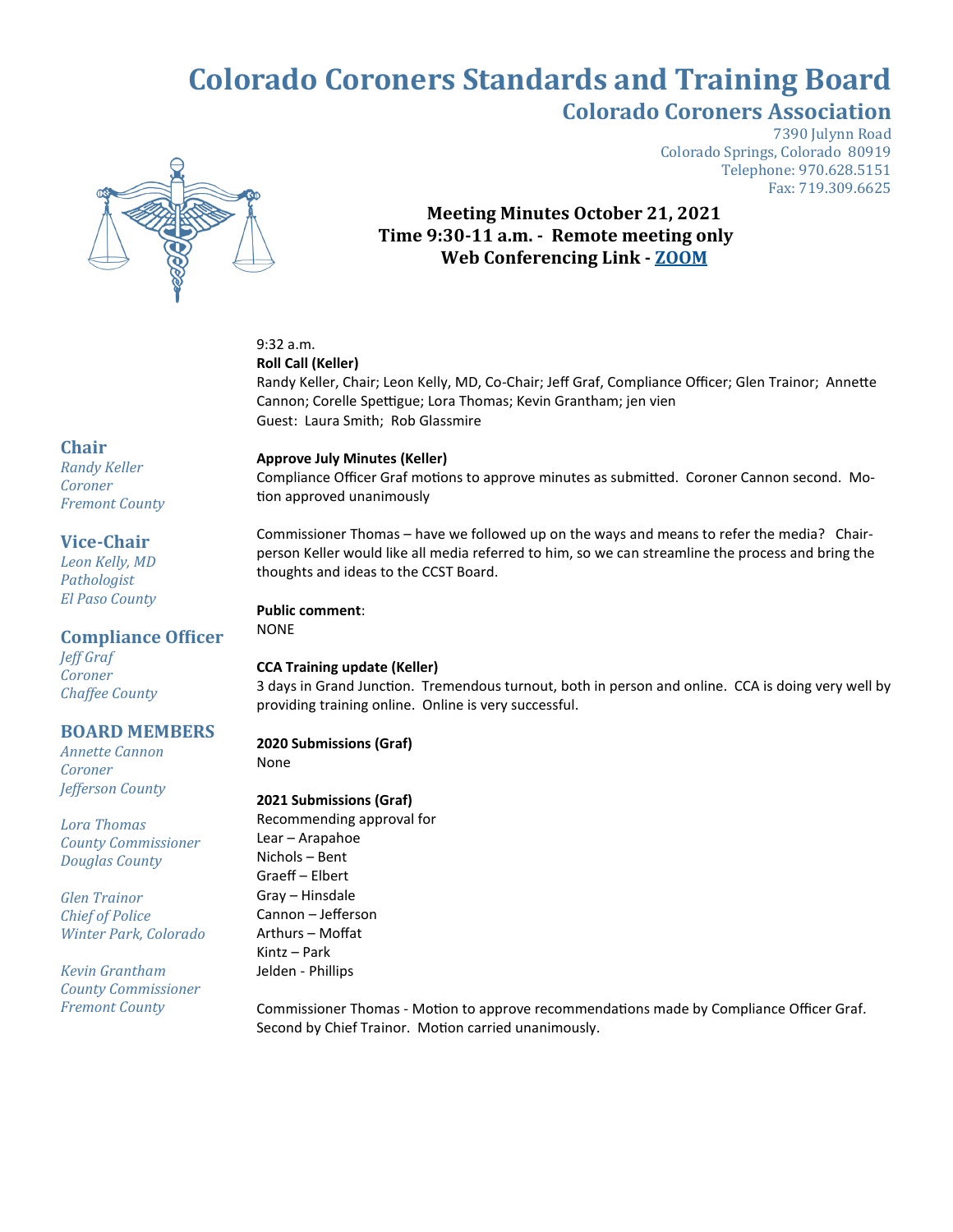# Colorado Coroners Standards and Training Board

## Colorado Coroners Association

7390 Julynn Road
Colorado Springs, Colorado 80919
Telephone: 970.628.5151
Fax: 719.309.6625

**Meeting Minutes October 21, 2021**
**Time 9:30-11 a.m. - Remote meeting only**
**Web Conferencing Link - [ZOOM]()**

### Chair
*Randy Keller*
*Coroner*
*Fremont County*

### Vice-Chair
*Leon Kelly, MD*
*Pathologist*
*El Paso County*

### Compliance Officer
*Jeff Graf*
*Coroner*
*Chaffee County*

### BOARD MEMBERS
*Annette Cannon*
*Coroner*
*Jefferson County*

*Lora Thomas*
*County Commissioner*
*Douglas County*

*Glen Trainor*
*Chief of Police*
*Winter Park, Colorado*

*Kevin Grantham*
*County Commissioner*
*Fremont County*

9:32 a.m.

**Roll Call (Keller)**
Randy Keller, Chair; Leon Kelly, MD, Co-Chair; Jeff Graf, Compliance Officer; Glen Trainor; Annette Cannon; Corelle Spettigue; Lora Thomas; Kevin Grantham; jen vien
Guest: Laura Smith; Rob Glassmire

**Approve July Minutes (Keller)**
Compliance Officer Graf motions to approve minutes as submitted. Coroner Cannon second. Motion approved unanimously

Commissioner Thomas – have we followed up on the ways and means to refer the media? Chairperson Keller would like all media referred to him, so we can streamline the process and bring the thoughts and ideas to the CCST Board.

**Public comment**:
NONE

**CCA Training update (Keller)**
3 days in Grand Junction. Tremendous turnout, both in person and online. CCA is doing very well by providing training online. Online is very successful.

**2020 Submissions (Graf)**
None

**2021 Submissions (Graf)**
Recommending approval for
Lear – Arapahoe
Nichols – Bent
Graeff – Elbert
Gray – Hinsdale
Cannon – Jefferson
Arthurs – Moffat
Kintz – Park
Jelden - Phillips

Commissioner Thomas - Motion to approve recommendations made by Compliance Officer Graf. Second by Chief Trainor. Motion carried unanimously.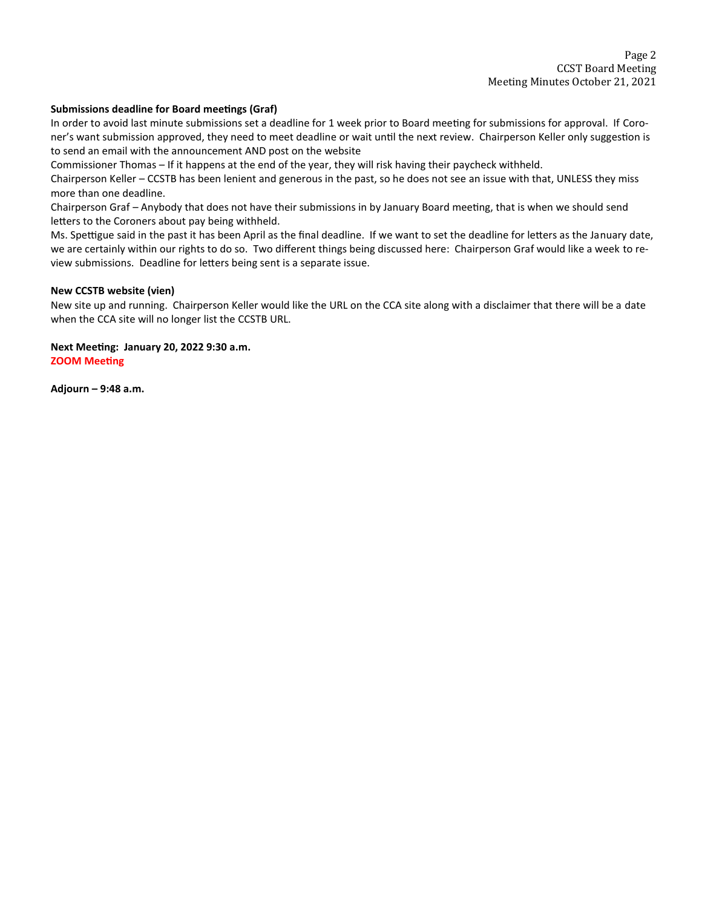**Submissions deadline for Board meetings (Graf)**

In order to avoid last minute submissions set a deadline for 1 week prior to Board meeting for submissions for approval. If Coroner's want submission approved, they need to meet deadline or wait until the next review. Chairperson Keller only suggestion is to send an email with the announcement AND post on the website

Commissioner Thomas – If it happens at the end of the year, they will risk having their paycheck withheld.

Chairperson Keller – CCSTB has been lenient and generous in the past, so he does not see an issue with that, UNLESS they miss more than one deadline.

Chairperson Graf – Anybody that does not have their submissions in by January Board meeting, that is when we should send letters to the Coroners about pay being withheld.

Ms. Spettigue said in the past it has been April as the final deadline. If we want to set the deadline for letters as the January date, we are certainly within our rights to do so. Two different things being discussed here: Chairperson Graf would like a week to review submissions. Deadline for letters being sent is a separate issue.

**New CCSTB website (vien)**

New site up and running. Chairperson Keller would like the URL on the CCA site along with a disclaimer that there will be a date when the CCA site will no longer list the CCSTB URL.

**Next Meeting: January 20, 2022 9:30 a.m.**
**ZOOM Meeting**

**Adjourn – 9:48 a.m.**